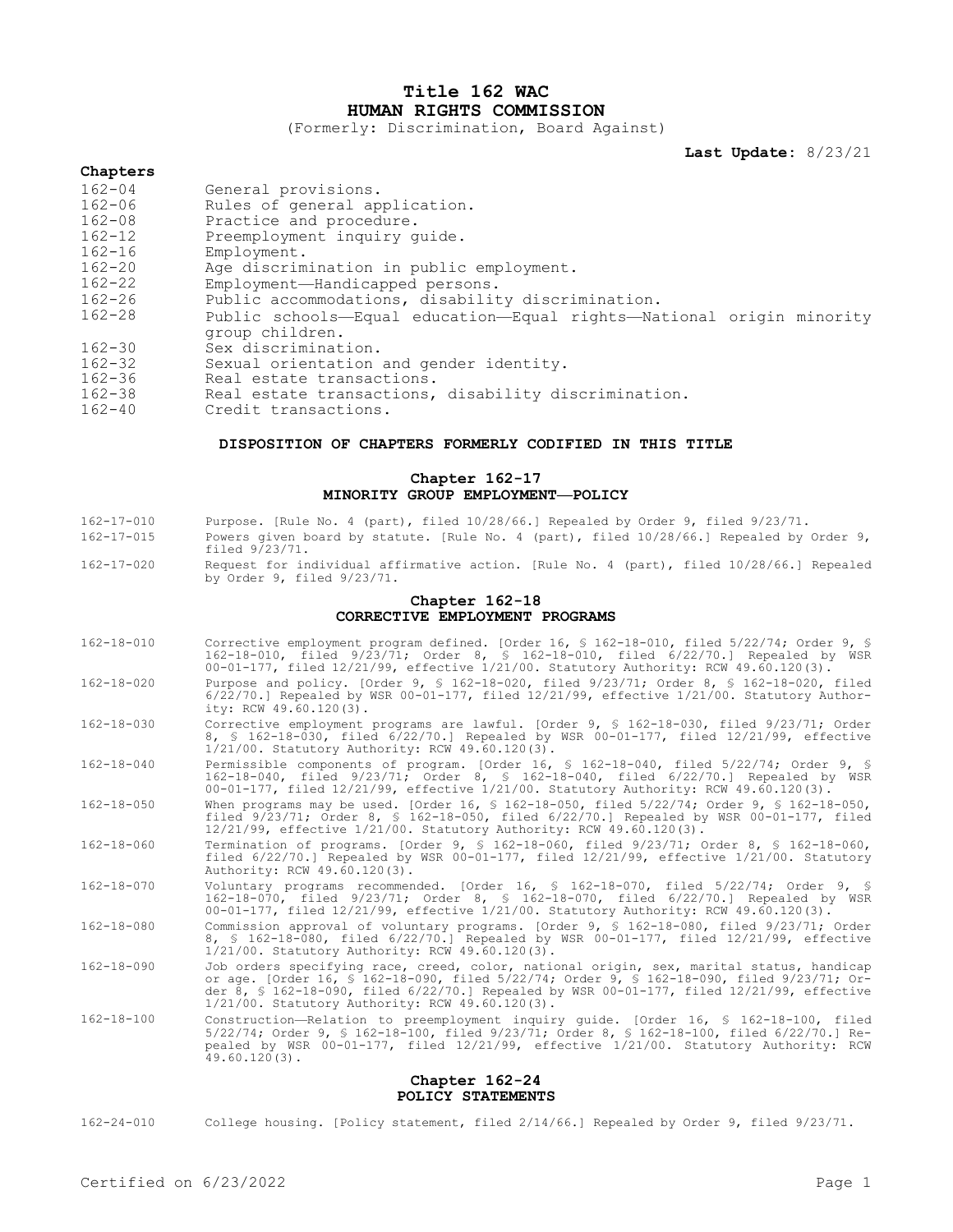# Title 162 WAC
# HUMAN RIGHTS COMMISSION

(Formerly: Discrimination, Board Against)

**Last Update:** 8/23/21

**Chapters**

| | |
|---|---|
| 162-04 | General provisions. |
| 162-06 | Rules of general application. |
| 162-08 | Practice and procedure. |
| 162-12 | Preemployment inquiry guide. |
| 162-16 | Employment. |
| 162-20 | Age discrimination in public employment. |
| 162-22 | Employment—Handicapped persons. |
| 162-26 | Public accommodations, disability discrimination. |
| 162-28 | Public schools—Equal education—Equal rights—National origin minority group children. |
| 162-30 | Sex discrimination. |
| 162-32 | Sexual orientation and gender identity. |
| 162-36 | Real estate transactions. |
| 162-38 | Real estate transactions, disability discrimination. |
| 162-40 | Credit transactions. |

## DISPOSITION OF CHAPTERS FORMERLY CODIFIED IN THIS TITLE

### Chapter 162-17
### MINORITY GROUP EMPLOYMENT—POLICY

162-17-010 Purpose. [Rule No. 4 (part), filed 10/28/66.] Repealed by Order 9, filed 9/23/71.

162-17-015 Powers given board by statute. [Rule No. 4 (part), filed 10/28/66.] Repealed by Order 9, filed 9/23/71.

162-17-020 Request for individual affirmative action. [Rule No. 4 (part), filed 10/28/66.] Repealed by Order 9, filed 9/23/71.

### Chapter 162-18
### CORRECTIVE EMPLOYMENT PROGRAMS

162-18-010 Corrective employment program defined. [Order 16, § 162-18-010, filed 5/22/74; Order 9, § 162-18-010, filed 9/23/71; Order 8, § 162-18-010, filed 6/22/70.] Repealed by WSR 00-01-177, filed 12/21/99, effective 1/21/00. Statutory Authority: RCW 49.60.120(3).

162-18-020 Purpose and policy. [Order 9, § 162-18-020, filed 9/23/71; Order 8, § 162-18-020, filed 6/22/70.] Repealed by WSR 00-01-177, filed 12/21/99, effective 1/21/00. Statutory Authority: RCW 49.60.120(3).

162-18-030 Corrective employment programs are lawful. [Order 9, § 162-18-030, filed 9/23/71; Order 8, § 162-18-030, filed 6/22/70.] Repealed by WSR 00-01-177, filed 12/21/99, effective 1/21/00. Statutory Authority: RCW 49.60.120(3).

162-18-040 Permissible components of program. [Order 16, § 162-18-040, filed 5/22/74; Order 9, § 162-18-040, filed 9/23/71; Order 8, § 162-18-040, filed 6/22/70.] Repealed by WSR 00-01-177, filed 12/21/99, effective 1/21/00. Statutory Authority: RCW 49.60.120(3).

162-18-050 When programs may be used. [Order 16, § 162-18-050, filed 5/22/74; Order 9, § 162-18-050, filed 9/23/71; Order 8, § 162-18-050, filed 6/22/70.] Repealed by WSR 00-01-177, filed 12/21/99, effective 1/21/00. Statutory Authority: RCW 49.60.120(3).

162-18-060 Termination of programs. [Order 9, § 162-18-060, filed 9/23/71; Order 8, § 162-18-060, filed 6/22/70.] Repealed by WSR 00-01-177, filed 12/21/99, effective 1/21/00. Statutory Authority: RCW 49.60.120(3).

162-18-070 Voluntary programs recommended. [Order 16, § 162-18-070, filed 5/22/74; Order 9, § 162-18-070, filed 9/23/71; Order 8, § 162-18-070, filed 6/22/70.] Repealed by WSR 00-01-177, filed 12/21/99, effective 1/21/00. Statutory Authority: RCW 49.60.120(3).

162-18-080 Commission approval of voluntary programs. [Order 9, § 162-18-080, filed 9/23/71; Order 8, § 162-18-080, filed 6/22/70.] Repealed by WSR 00-01-177, filed 12/21/99, effective 1/21/00. Statutory Authority: RCW 49.60.120(3).

162-18-090 Job orders specifying race, creed, color, national origin, sex, marital status, handicap or age. [Order 16, § 162-18-090, filed 5/22/74; Order 9, § 162-18-090, filed 9/23/71; Order 8, § 162-18-090, filed 6/22/70.] Repealed by WSR 00-01-177, filed 12/21/99, effective 1/21/00. Statutory Authority: RCW 49.60.120(3).

162-18-100 Construction—Relation to preemployment inquiry guide. [Order 16, § 162-18-100, filed 5/22/74; Order 9, § 162-18-100, filed 9/23/71; Order 8, § 162-18-100, filed 6/22/70.] Repealed by WSR 00-01-177, filed 12/21/99, effective 1/21/00. Statutory Authority: RCW 49.60.120(3).

### Chapter 162-24
### POLICY STATEMENTS

162-24-010 College housing. [Policy statement, filed 2/14/66.] Repealed by Order 9, filed 9/23/71.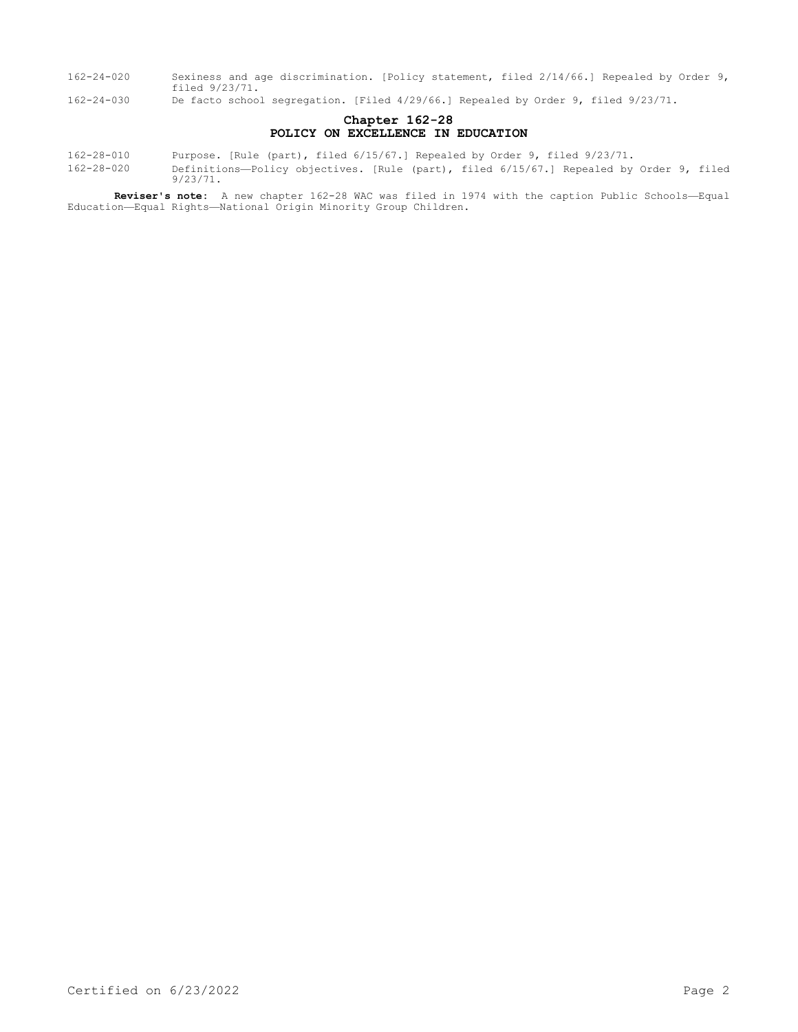162-24-020 Sexiness and age discrimination. [Policy statement, filed 2/14/66.] Repealed by Order 9, filed 9/23/71.

162-24-030 De facto school segregation. [Filed 4/29/66.] Repealed by Order 9, filed 9/23/71.

## Chapter 162-28
## POLICY ON EXCELLENCE IN EDUCATION

162-28-010 Purpose. [Rule (part), filed 6/15/67.] Repealed by Order 9, filed 9/23/71.

162-28-020 Definitions—Policy objectives. [Rule (part), filed 6/15/67.] Repealed by Order 9, filed 9/23/71.

**Reviser's note:** A new chapter 162-28 WAC was filed in 1974 with the caption Public Schools—Equal Education—Equal Rights—National Origin Minority Group Children.